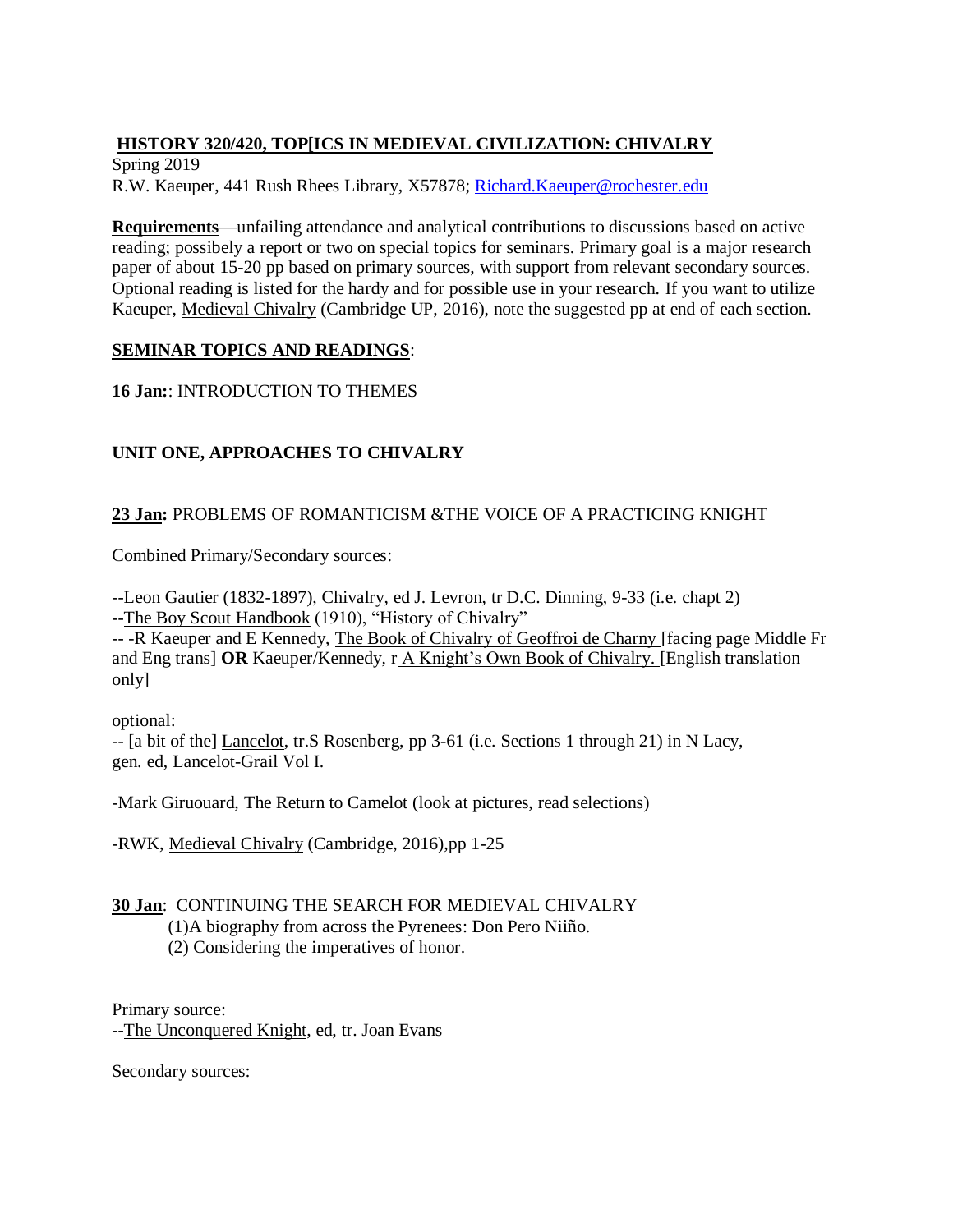## **HISTORY 320/420, TOP[ICS IN MEDIEVAL CIVILIZATION: CHIVALRY**

Spring 2019
R.W. Kaeuper, 441 Rush Rhees Library, X57878; Richard.Kaeuper@rochester.edu

**Requirements**—unfailing attendance and analytical contributions to discussions based on active reading; possibly a report or two on special topics for seminars. Primary goal is a major research paper of about 15-20 pp based on primary sources, with support from relevant secondary sources. Optional reading is listed for the hardy and for possible use in your research. If you want to utilize Kaeuper, Medieval Chivalry (Cambridge UP, 2016), note the suggested pp at end of each section.

**SEMINAR TOPICS AND READINGS**:

**16 Jan:**: INTRODUCTION TO THEMES

### **UNIT ONE, APPROACHES TO CHIVALRY**

**23 Jan:** PROBLEMS OF ROMANTICISM &THE VOICE OF A PRACTICING KNIGHT

Combined Primary/Secondary sources:

--Leon Gautier (1832-1897), Chivalry, ed J. Levron, tr D.C. Dinning, 9-33 (i.e. chapt 2)
--The Boy Scout Handbook (1910), "History of Chivalry"
-- -R Kaeuper and E Kennedy, The Book of Chivalry of Geoffroi de Charny [facing page Middle Fr and Eng trans] **OR** Kaeuper/Kennedy, r A Knight's Own Book of Chivalry. [English translation only]

optional:
-- [a bit of the] Lancelot, tr.S Rosenberg, pp 3-61 (i.e. Sections 1 through 21) in N Lacy, gen. ed, Lancelot-Grail Vol I.

-Mark Giruouard, The Return to Camelot (look at pictures, read selections)

-RWK, Medieval Chivalry (Cambridge, 2016),pp 1-25

**30 Jan**: CONTINUING THE SEARCH FOR MEDIEVAL CHIVALRY
(1)A biography from across the Pyrenees: Don Pero Niiño.
(2) Considering the imperatives of honor.

Primary source:
--The Unconquered Knight, ed, tr. Joan Evans

Secondary sources: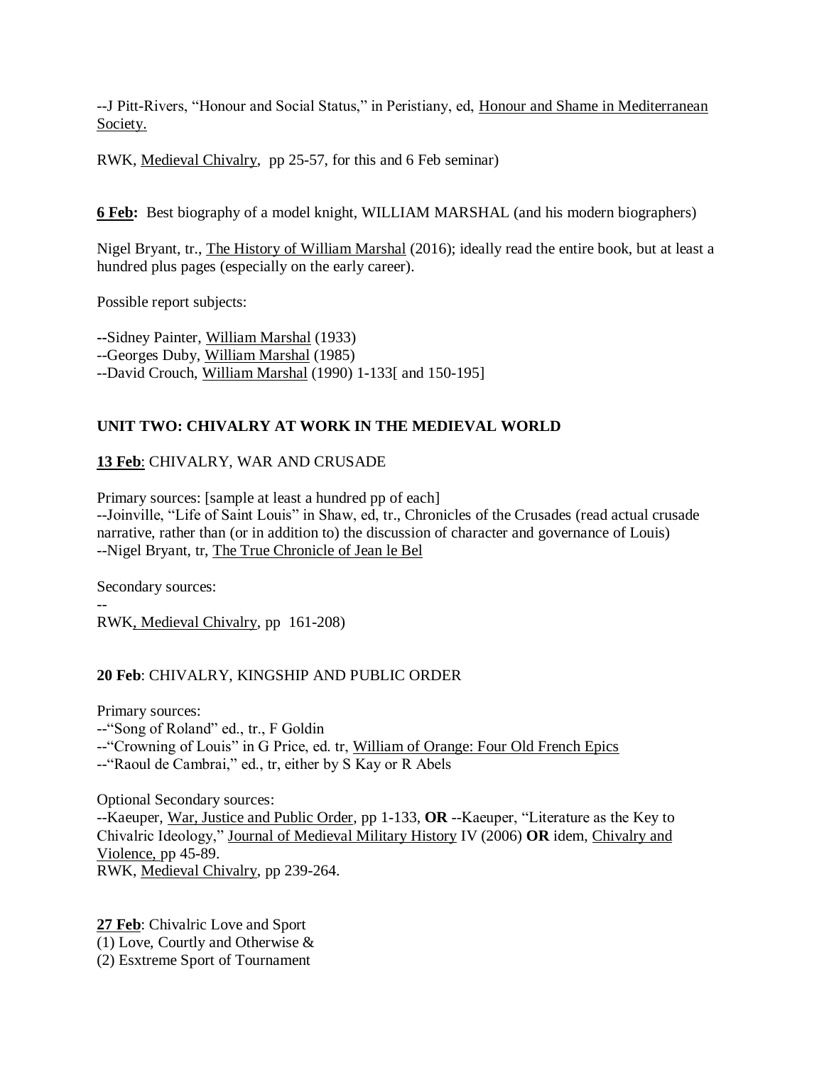--J Pitt-Rivers, "Honour and Social Status," in Peristiany, ed, <u>Honour and Shame in Mediterranean Society.</u>

RWK, <u>Medieval Chivalry</u>, pp 25-57, for this and 6 Feb seminar)

**<u>6 Feb</u>:** Best biography of a model knight, WILLIAM MARSHAL (and his modern biographers)

Nigel Bryant, tr., <u>The History of William Marshal</u> (2016); ideally read the entire book, but at least a hundred plus pages (especially on the early career).

Possible report subjects:

--Sidney Painter, <u>William Marshal</u> (1933)
--Georges Duby, <u>William Marshal</u> (1985)
--David Crouch, <u>William Marshal</u> (1990) 1-133[ and 150-195]

**UNIT TWO: CHIVALRY AT WORK IN THE MEDIEVAL WORLD**

**<u>13 Feb</u>**: CHIVALRY, WAR AND CRUSADE

Primary sources: [sample at least a hundred pp of each]
--Joinville, "Life of Saint Louis" in Shaw, ed, tr., Chronicles of the Crusades (read actual crusade narrative, rather than (or in addition to) the discussion of character and governance of Louis)
--Nigel Bryant, tr, <u>The True Chronicle of Jean le Bel</u>

Secondary sources:
--
RWK<u>, Medieval Chivalry</u>, pp 161-208)

**20 Feb**: CHIVALRY, KINGSHIP AND PUBLIC ORDER

Primary sources:
--"Song of Roland" ed., tr., F Goldin
--"Crowning of Louis" in G Price, ed. tr, <u>William of Orange: Four Old French Epics</u>
--"Raoul de Cambrai," ed., tr, either by S Kay or R Abels

Optional Secondary sources:
--Kaeuper, <u>War, Justice and Public Order</u>, pp 1-133, **OR** --Kaeuper, "Literature as the Key to Chivalric Ideology," <u>Journal of Medieval Military History</u> IV (2006) **OR** idem, <u>Chivalry and Violence,</u> pp 45-89.
RWK, <u>Medieval Chivalry</u>, pp 239-264.

**<u>27 Feb</u>**: Chivalric Love and Sport
(1) Love, Courtly and Otherwise &
(2) Esxtreme Sport of Tournament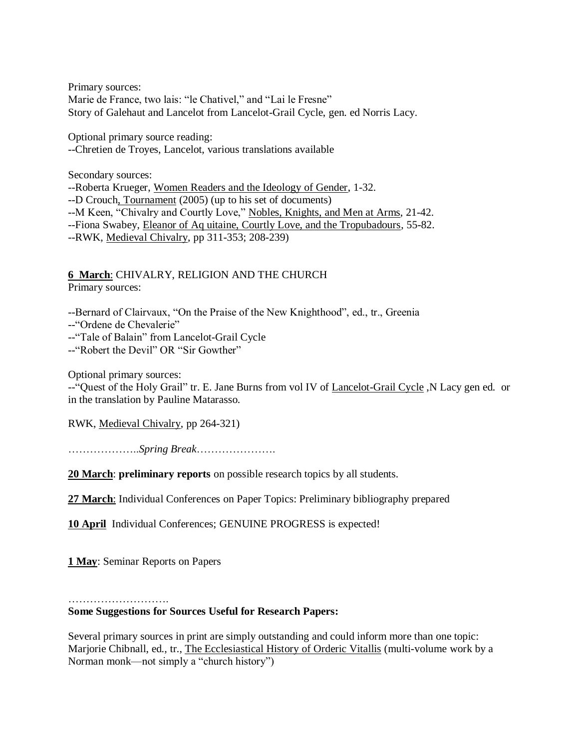Primary sources:
Marie de France, two lais: “le Chativel,” and “Lai le Fresne”
Story of Galehaut and Lancelot from Lancelot-Grail Cycle, gen. ed Norris Lacy.

Optional primary source reading:
--Chretien de Troyes, Lancelot, various translations available

Secondary sources:
--Roberta Krueger, Women Readers and the Ideology of Gender, 1-32.
--D Crouch, Tournament (2005) (up to his set of documents)
--M Keen, “Chivalry and Courtly Love,” Nobles, Knights, and Men at Arms, 21-42.
--Fiona Swabey, Eleanor of Aq uitaine, Courtly Love, and the Tropubadours, 55-82.
--RWK, Medieval Chivalry, pp 311-353; 208-239)

**6 March**: CHIVALRY, RELIGION AND THE CHURCH
Primary sources:

--Bernard of Clairvaux, “On the Praise of the New Knighthood”, ed., tr., Greenia
--“Ordene de Chevalerie”
--“Tale of Balain” from Lancelot-Grail Cycle
--“Robert the Devil” OR “Sir Gowther”

Optional primary sources:
--“Quest of the Holy Grail” tr. E. Jane Burns from vol IV of Lancelot-Grail Cycle ,N Lacy gen ed. or in the translation by Pauline Matarasso.

RWK, Medieval Chivalry, pp 264-321)

………………..*Spring Break*………………….

**20 March**: **preliminary reports** on possible research topics by all students.

**27 March**: Individual Conferences on Paper Topics: Preliminary bibliography prepared

**10 April** Individual Conferences; GENUINE PROGRESS is expected!

**1 May**: Seminar Reports on Papers

……………………….
**Some Suggestions for Sources Useful for Research Papers:**

Several primary sources in print are simply outstanding and could inform more than one topic: Marjorie Chibnall, ed., tr., The Ecclesiastical History of Orderic Vitallis (multi-volume work by a Norman monk—not simply a “church history”)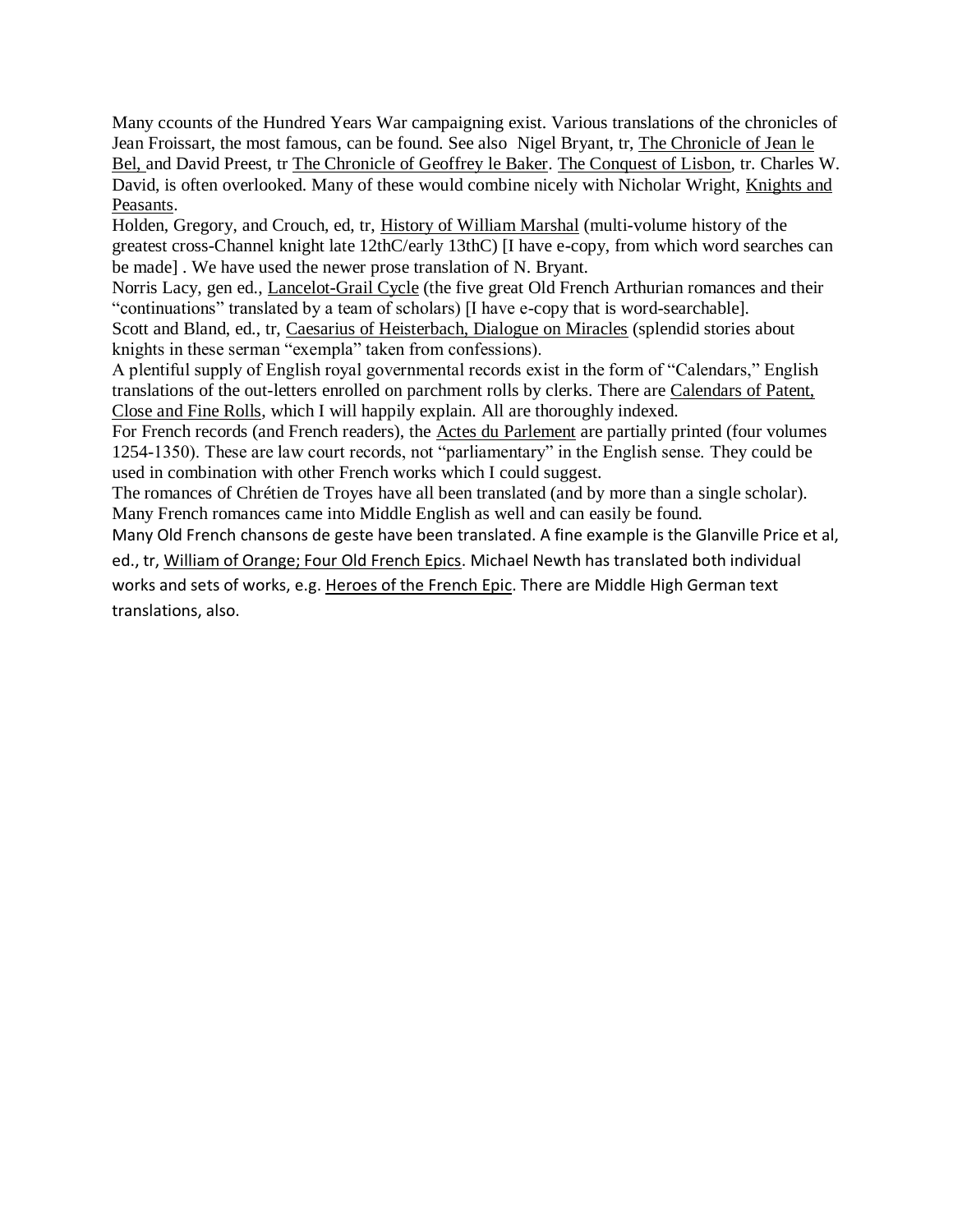Many ccounts of the Hundred Years War campaigning exist. Various translations of the chronicles of Jean Froissart, the most famous, can be found. See also Nigel Bryant, tr, The Chronicle of Jean le Bel, and David Preest, tr The Chronicle of Geoffrey le Baker. The Conquest of Lisbon, tr. Charles W. David, is often overlooked. Many of these would combine nicely with Nicholar Wright, Knights and Peasants.

Holden, Gregory, and Crouch, ed, tr, History of William Marshal (multi-volume history of the greatest cross-Channel knight late 12thC/early 13thC) [I have e-copy, from which word searches can be made] . We have used the newer prose translation of N. Bryant.

Norris Lacy, gen ed., Lancelot-Grail Cycle (the five great Old French Arthurian romances and their "continuations" translated by a team of scholars) [I have e-copy that is word-searchable].

Scott and Bland, ed., tr, Caesarius of Heisterbach, Dialogue on Miracles (splendid stories about knights in these serman "exempla" taken from confessions).

A plentiful supply of English royal governmental records exist in the form of "Calendars," English translations of the out-letters enrolled on parchment rolls by clerks. There are Calendars of Patent, Close and Fine Rolls, which I will happily explain. All are thoroughly indexed.

For French records (and French readers), the Actes du Parlement are partially printed (four volumes 1254-1350). These are law court records, not "parliamentary" in the English sense. They could be used in combination with other French works which I could suggest.

The romances of Chrétien de Troyes have all been translated (and by more than a single scholar). Many French romances came into Middle English as well and can easily be found.

Many Old French chansons de geste have been translated. A fine example is the Glanville Price et al, ed., tr, William of Orange; Four Old French Epics. Michael Newth has translated both individual works and sets of works, e.g. Heroes of the French Epic. There are Middle High German text translations, also.